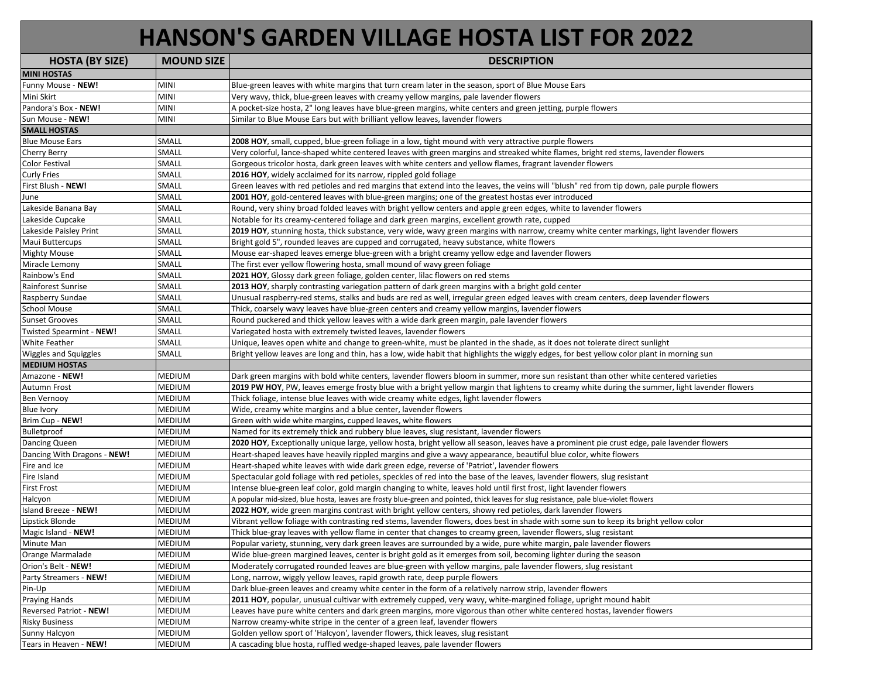# HANSON'S GARDEN VILLAGE HOSTA LIST FOR 2022

| HOSTA (BY SIZE) | MOUND SIZE | DESCRIPTION |
|---|---|---|
| **MINI HOSTAS** | | |
| Funny Mouse - **NEW!** | MINI | Blue-green leaves with white margins that turn cream later in the season, sport of Blue Mouse Ears |
| Mini Skirt | MINI | Very wavy, thick, blue-green leaves with creamy yellow margins, pale lavender flowers |
| Pandora's Box - **NEW!** | MINI | A pocket-size hosta, 2" long leaves have blue-green margins, white centers and green jetting, purple flowers |
| Sun Mouse - **NEW!** | MINI | Similar to Blue Mouse Ears but with brilliant yellow leaves, lavender flowers |
| **SMALL HOSTAS** | | |
| Blue Mouse Ears | SMALL | **2008 HOY**, small, cupped, blue-green foliage in a low, tight mound with very attractive purple flowers |
| Cherry Berry | SMALL | Very colorful, lance-shaped white centered leaves with green margins and streaked white flames, bright red stems, lavender flowers |
| Color Festival | SMALL | Gorgeous tricolor hosta, dark green leaves with white centers and yellow flames, fragrant lavender flowers |
| Curly Fries | SMALL | **2016 HOY**, widely acclaimed for its narrow, rippled gold foliage |
| First Blush - **NEW!** | SMALL | Green leaves with red petioles and red margins that extend into the leaves, the veins will "blush" red from tip down, pale purple flowers |
| June | SMALL | **2001 HOY**, gold-centered leaves with blue-green margins; one of the greatest hostas ever introduced |
| Lakeside Banana Bay | SMALL | Round, very shiny broad folded leaves with bright yellow centers and apple green edges, white to lavender flowers |
| Lakeside Cupcake | SMALL | Notable for its creamy-centered foliage and dark green margins, excellent growth rate, cupped |
| Lakeside Paisley Print | SMALL | **2019 HOY**, stunning hosta, thick substance, very wide, wavy green margins with narrow, creamy white center markings, light lavender flowers |
| Maui Buttercups | SMALL | Bright gold 5", rounded leaves are cupped and corrugated, heavy substance, white flowers |
| Mighty Mouse | SMALL | Mouse ear-shaped leaves emerge blue-green with a bright creamy yellow edge and lavender flowers |
| Miracle Lemony | SMALL | The first ever yellow flowering hosta, small mound of wavy green foliage |
| Rainbow's End | SMALL | **2021 HOY**, Glossy dark green foliage, golden center, lilac flowers on red stems |
| Rainforest Sunrise | SMALL | **2013 HOY**, sharply contrasting variegation pattern of dark green margins with a bright gold center |
| Raspberry Sundae | SMALL | Unusual raspberry-red stems, stalks and buds are red as well, irregular green edged leaves with cream centers, deep lavender flowers |
| School Mouse | SMALL | Thick, coarsely wavy leaves have blue-green centers and creamy yellow margins, lavender flowers |
| Sunset Grooves | SMALL | Round puckered and thick yellow leaves with a wide dark green margin, pale lavender flowers |
| Twisted Spearmint - **NEW!** | SMALL | Variegated hosta with extremely twisted leaves, lavender flowers |
| White Feather | SMALL | Unique, leaves open white and change to green-white, must be planted in the shade, as it does not tolerate direct sunlight |
| Wiggles and Squiggles | SMALL | Bright yellow leaves are long and thin, has a low, wide habit that highlights the wiggly edges, for best yellow color plant in morning sun |
| **MEDIUM HOSTAS** | | |
| Amazone - **NEW!** | MEDIUM | Dark green margins with bold white centers, lavender flowers bloom in summer, more sun resistant than other white centered varieties |
| Autumn Frost | MEDIUM | **2019 PW HOY**, PW, leaves emerge frosty blue with a bright yellow margin that lightens to creamy white during the summer, light lavender flowers |
| Ben Vernooy | MEDIUM | Thick foliage, intense blue leaves with wide creamy white edges, light lavender flowers |
| Blue Ivory | MEDIUM | Wide, creamy white margins and a blue center, lavender flowers |
| Brim Cup - **NEW!** | MEDIUM | Green with wide white margins, cupped leaves, white flowers |
| Bulletproof | MEDIUM | Named for its extremely thick and rubbery blue leaves, slug resistant, lavender flowers |
| Dancing Queen | MEDIUM | **2020 HOY**, Exceptionally unique large, yellow hosta, bright yellow all season, leaves have a prominent pie crust edge, pale lavender flowers |
| Dancing With Dragons - **NEW!** | MEDIUM | Heart-shaped leaves have heavily rippled margins and give a wavy appearance, beautiful blue color, white flowers |
| Fire and Ice | MEDIUM | Heart-shaped white leaves with wide dark green edge, reverse of 'Patriot', lavender flowers |
| Fire Island | MEDIUM | Spectacular gold foliage with red petioles, speckles of red into the base of the leaves, lavender flowers, slug resistant |
| First Frost | MEDIUM | Intense blue-green leaf color, gold margin changing to white, leaves hold until first frost, light lavender flowers |
| Halcyon | MEDIUM | A popular mid-sized, blue hosta, leaves are frosty blue-green and pointed, thick leaves for slug resistance, pale blue-violet flowers |
| Island Breeze - **NEW!** | MEDIUM | **2022 HOY**, wide green margins contrast with bright yellow centers, showy red petioles, dark lavender flowers |
| Lipstick Blonde | MEDIUM | Vibrant yellow foliage with contrasting red stems, lavender flowers, does best in shade with some sun to keep its bright yellow color |
| Magic Island - **NEW!** | MEDIUM | Thick blue-gray leaves with yellow flame in center that changes to creamy green, lavender flowers, slug resistant |
| Minute Man | MEDIUM | Popular variety, stunning, very dark green leaves are surrounded by a wide, pure white margin, pale lavender flowers |
| Orange Marmalade | MEDIUM | Wide blue-green margined leaves, center is bright gold as it emerges from soil, becoming lighter during the season |
| Orion's Belt - **NEW!** | MEDIUM | Moderately corrugated rounded leaves are blue-green with yellow margins, pale lavender flowers, slug resistant |
| Party Streamers - **NEW!** | MEDIUM | Long, narrow, wiggly yellow leaves, rapid growth rate, deep purple flowers |
| Pin-Up | MEDIUM | Dark blue-green leaves and creamy white center in the form of a relatively narrow strip, lavender flowers |
| Praying Hands | MEDIUM | **2011 HOY**, popular, unusual cultivar with extremely cupped, very wavy, white-margined foliage, upright mound habit |
| Reversed Patriot - **NEW!** | MEDIUM | Leaves have pure white centers and dark green margins, more vigorous than other white centered hostas, lavender flowers |
| Risky Business | MEDIUM | Narrow creamy-white stripe in the center of a green leaf, lavender flowers |
| Sunny Halcyon | MEDIUM | Golden yellow sport of 'Halcyon', lavender flowers, thick leaves, slug resistant |
| Tears in Heaven - **NEW!** | MEDIUM | A cascading blue hosta, ruffled wedge-shaped leaves, pale lavender flowers |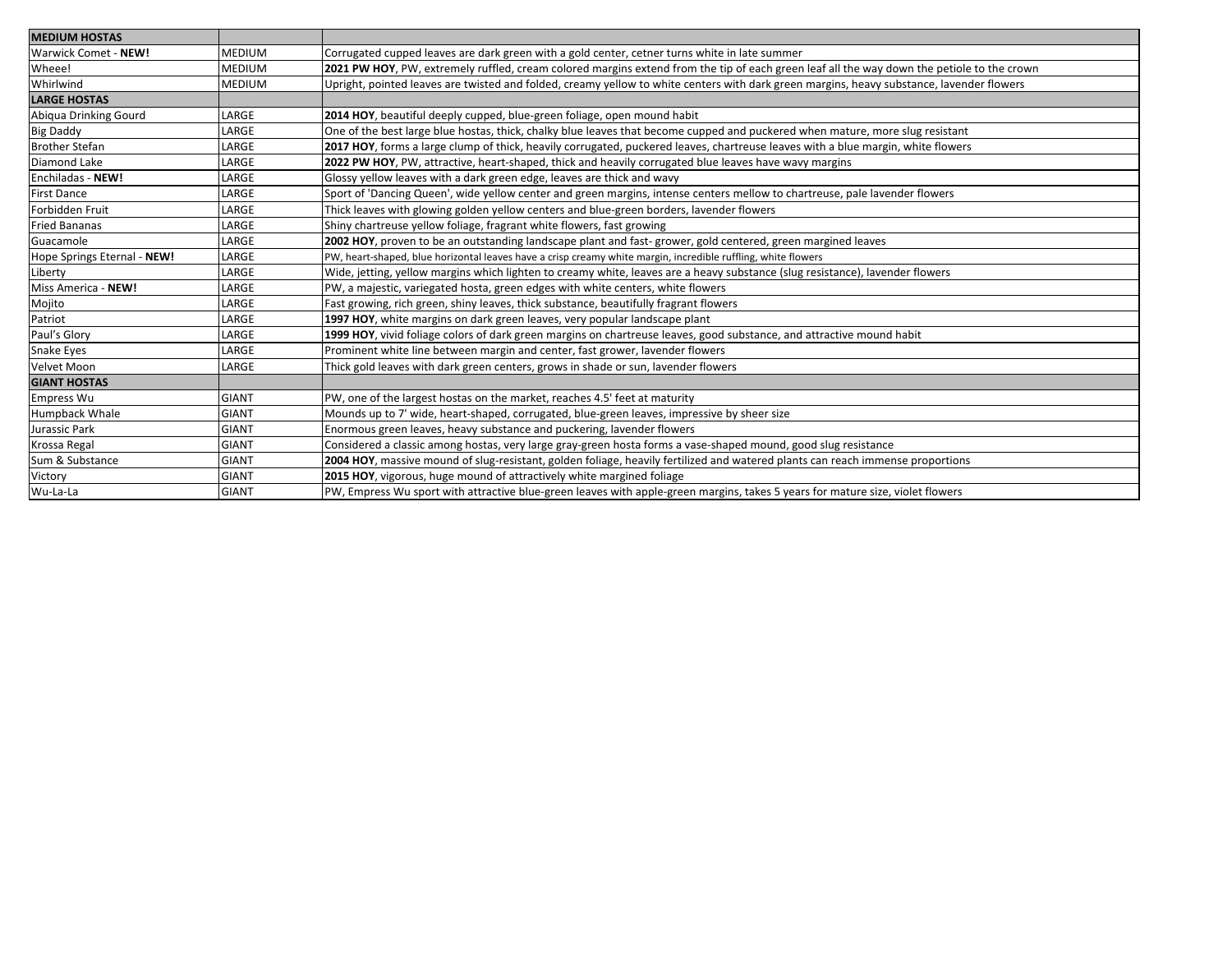| **MEDIUM HOSTAS** | | |
|---|---|---|
| Warwick Comet - **NEW!** | MEDIUM | Corrugated cupped leaves are dark green with a gold center, cetner turns white in late summer |
| Wheee! | MEDIUM | **2021 PW HOY**, PW, extremely ruffled, cream colored margins extend from the tip of each green leaf all the way down the petiole to the crown |
| Whirlwind | MEDIUM | Upright, pointed leaves are twisted and folded, creamy yellow to white centers with dark green margins, heavy substance, lavender flowers |
| **LARGE HOSTAS** | | |
| Abiqua Drinking Gourd | LARGE | **2014 HOY**, beautiful deeply cupped, blue-green foliage, open mound habit |
| Big Daddy | LARGE | One of the best large blue hostas, thick, chalky blue leaves that become cupped and puckered when mature, more slug resistant |
| Brother Stefan | LARGE | **2017 HOY**, forms a large clump of thick, heavily corrugated, puckered leaves, chartreuse leaves with a blue margin, white flowers |
| Diamond Lake | LARGE | **2022 PW HOY**, PW, attractive, heart-shaped, thick and heavily corrugated blue leaves have wavy margins |
| Enchiladas - **NEW!** | LARGE | Glossy yellow leaves with a dark green edge, leaves are thick and wavy |
| First Dance | LARGE | Sport of 'Dancing Queen', wide yellow center and green margins, intense centers mellow to chartreuse, pale lavender flowers |
| Forbidden Fruit | LARGE | Thick leaves with glowing golden yellow centers and blue-green borders, lavender flowers |
| Fried Bananas | LARGE | Shiny chartreuse yellow foliage, fragrant white flowers, fast growing |
| Guacamole | LARGE | **2002 HOY**, proven to be an outstanding landscape plant and fast- grower, gold centered, green margined leaves |
| Hope Springs Eternal - **NEW!** | LARGE | PW, heart-shaped, blue horizontal leaves have a crisp creamy white margin, incredible ruffling, white flowers |
| Liberty | LARGE | Wide, jetting, yellow margins which lighten to creamy white, leaves are a heavy substance (slug resistance), lavender flowers |
| Miss America - **NEW!** | LARGE | PW, a majestic, variegated hosta, green edges with white centers, white flowers |
| Mojito | LARGE | Fast growing, rich green, shiny leaves, thick substance, beautifully fragrant flowers |
| Patriot | LARGE | **1997 HOY**, white margins on dark green leaves, very popular landscape plant |
| Paul's Glory | LARGE | **1999 HOY**, vivid foliage colors of dark green margins on chartreuse leaves, good substance, and attractive mound habit |
| Snake Eyes | LARGE | Prominent white line between margin and center, fast grower, lavender flowers |
| Velvet Moon | LARGE | Thick gold leaves with dark green centers, grows in shade or sun, lavender flowers |
| **GIANT HOSTAS** | | |
| Empress Wu | GIANT | PW, one of the largest hostas on the market, reaches 4.5' feet at maturity |
| Humpback Whale | GIANT | Mounds up to 7' wide, heart-shaped, corrugated, blue-green leaves, impressive by sheer size |
| Jurassic Park | GIANT | Enormous green leaves, heavy substance and puckering, lavender flowers |
| Krossa Regal | GIANT | Considered a classic among hostas, very large gray-green hosta forms a vase-shaped mound, good slug resistance |
| Sum & Substance | GIANT | **2004 HOY**, massive mound of slug-resistant, golden foliage, heavily fertilized and watered plants can reach immense proportions |
| Victory | GIANT | **2015 HOY**, vigorous, huge mound of attractively white margined foliage |
| Wu-La-La | GIANT | PW, Empress Wu sport with attractive blue-green leaves with apple-green margins, takes 5 years for mature size, violet flowers |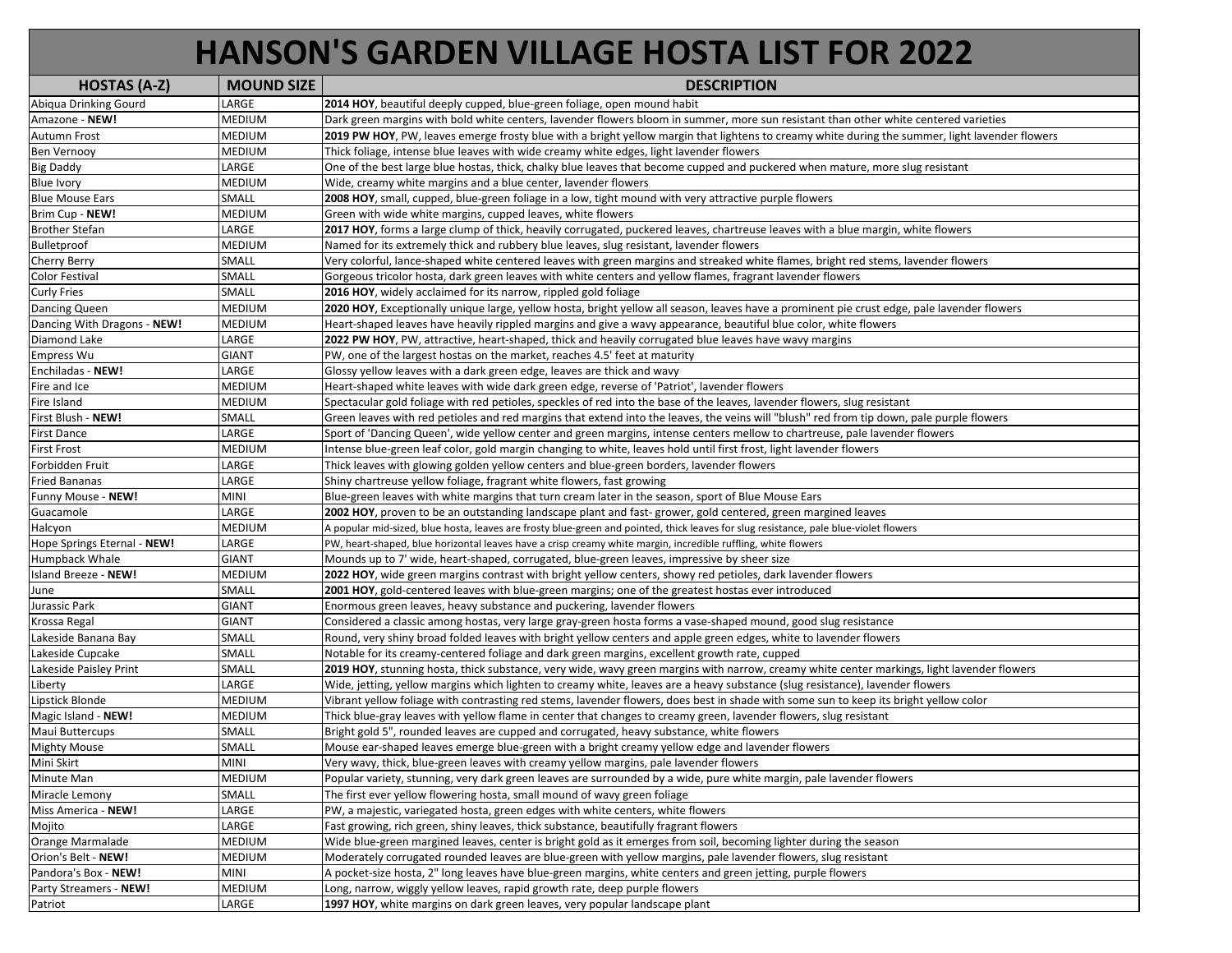# HANSON'S GARDEN VILLAGE HOSTA LIST FOR 2022

| HOSTAS (A-Z) | MOUND SIZE | DESCRIPTION |
|---|---|---|
| Abiqua Drinking Gourd | LARGE | **2014 HOY**, beautiful deeply cupped, blue-green foliage, open mound habit |
| Amazone - **NEW!** | MEDIUM | Dark green margins with bold white centers, lavender flowers bloom in summer, more sun resistant than other white centered varieties |
| Autumn Frost | MEDIUM | **2019 PW HOY**, PW, leaves emerge frosty blue with a bright yellow margin that lightens to creamy white during the summer, light lavender flowers |
| Ben Vernooy | MEDIUM | Thick foliage, intense blue leaves with wide creamy white edges, light lavender flowers |
| Big Daddy | LARGE | One of the best large blue hostas, thick, chalky blue leaves that become cupped and puckered when mature, more slug resistant |
| Blue Ivory | MEDIUM | Wide, creamy white margins and a blue center, lavender flowers |
| Blue Mouse Ears | SMALL | **2008 HOY**, small, cupped, blue-green foliage in a low, tight mound with very attractive purple flowers |
| Brim Cup - **NEW!** | MEDIUM | Green with wide white margins, cupped leaves, white flowers |
| Brother Stefan | LARGE | **2017 HOY**, forms a large clump of thick, heavily corrugated, puckered leaves, chartreuse leaves with a blue margin, white flowers |
| Bulletproof | MEDIUM | Named for its extremely thick and rubbery blue leaves, slug resistant, lavender flowers |
| Cherry Berry | SMALL | Very colorful, lance-shaped white centered leaves with green margins and streaked white flames, bright red stems, lavender flowers |
| Color Festival | SMALL | Gorgeous tricolor hosta, dark green leaves with white centers and yellow flames, fragrant lavender flowers |
| Curly Fries | SMALL | **2016 HOY**, widely acclaimed for its narrow, rippled gold foliage |
| Dancing Queen | MEDIUM | **2020 HOY**, Exceptionally unique large, yellow hosta, bright yellow all season, leaves have a prominent pie crust edge, pale lavender flowers |
| Dancing With Dragons - **NEW!** | MEDIUM | Heart-shaped leaves have heavily rippled margins and give a wavy appearance, beautiful blue color, white flowers |
| Diamond Lake | LARGE | **2022 PW HOY**, PW, attractive, heart-shaped, thick and heavily corrugated blue leaves have wavy margins |
| Empress Wu | GIANT | PW, one of the largest hostas on the market, reaches 4.5' feet at maturity |
| Enchiladas - **NEW!** | LARGE | Glossy yellow leaves with a dark green edge, leaves are thick and wavy |
| Fire and Ice | MEDIUM | Heart-shaped white leaves with wide dark green edge, reverse of 'Patriot', lavender flowers |
| Fire Island | MEDIUM | Spectacular gold foliage with red petioles, speckles of red into the base of the leaves, lavender flowers, slug resistant |
| First Blush - **NEW!** | SMALL | Green leaves with red petioles and red margins that extend into the leaves, the veins will "blush" red from tip down, pale purple flowers |
| First Dance | LARGE | Sport of 'Dancing Queen', wide yellow center and green margins, intense centers mellow to chartreuse, pale lavender flowers |
| First Frost | MEDIUM | Intense blue-green leaf color, gold margin changing to white, leaves hold until first frost, light lavender flowers |
| Forbidden Fruit | LARGE | Thick leaves with glowing golden yellow centers and blue-green borders, lavender flowers |
| Fried Bananas | LARGE | Shiny chartreuse yellow foliage, fragrant white flowers, fast growing |
| Funny Mouse - **NEW!** | MINI | Blue-green leaves with white margins that turn cream later in the season, sport of Blue Mouse Ears |
| Guacamole | LARGE | **2002 HOY**, proven to be an outstanding landscape plant and fast- grower, gold centered, green margined leaves |
| Halcyon | MEDIUM | A popular mid-sized, blue hosta, leaves are frosty blue-green and pointed, thick leaves for slug resistance, pale blue-violet flowers |
| Hope Springs Eternal - **NEW!** | LARGE | PW, heart-shaped, blue horizontal leaves have a crisp creamy white margin, incredible ruffling, white flowers |
| Humpback Whale | GIANT | Mounds up to 7' wide, heart-shaped, corrugated, blue-green leaves, impressive by sheer size |
| Island Breeze - **NEW!** | MEDIUM | **2022 HOY**, wide green margins contrast with bright yellow centers, showy red petioles, dark lavender flowers |
| June | SMALL | **2001 HOY**, gold-centered leaves with blue-green margins; one of the greatest hostas ever introduced |
| Jurassic Park | GIANT | Enormous green leaves, heavy substance and puckering, lavender flowers |
| Krossa Regal | GIANT | Considered a classic among hostas, very large gray-green hosta forms a vase-shaped mound, good slug resistance |
| Lakeside Banana Bay | SMALL | Round, very shiny broad folded leaves with bright yellow centers and apple green edges, white to lavender flowers |
| Lakeside Cupcake | SMALL | Notable for its creamy-centered foliage and dark green margins, excellent growth rate, cupped |
| Lakeside Paisley Print | SMALL | **2019 HOY**, stunning hosta, thick substance, very wide, wavy green margins with narrow, creamy white center markings, light lavender flowers |
| Liberty | LARGE | Wide, jetting, yellow margins which lighten to creamy white, leaves are a heavy substance (slug resistance), lavender flowers |
| Lipstick Blonde | MEDIUM | Vibrant yellow foliage with contrasting red stems, lavender flowers, does best in shade with some sun to keep its bright yellow color |
| Magic Island - **NEW!** | MEDIUM | Thick blue-gray leaves with yellow flame in center that changes to creamy green, lavender flowers, slug resistant |
| Maui Buttercups | SMALL | Bright gold 5", rounded leaves are cupped and corrugated, heavy substance, white flowers |
| Mighty Mouse | SMALL | Mouse ear-shaped leaves emerge blue-green with a bright creamy yellow edge and lavender flowers |
| Mini Skirt | MINI | Very wavy, thick, blue-green leaves with creamy yellow margins, pale lavender flowers |
| Minute Man | MEDIUM | Popular variety, stunning, very dark green leaves are surrounded by a wide, pure white margin, pale lavender flowers |
| Miracle Lemony | SMALL | The first ever yellow flowering hosta, small mound of wavy green foliage |
| Miss America - **NEW!** | LARGE | PW, a majestic, variegated hosta, green edges with white centers, white flowers |
| Mojito | LARGE | Fast growing, rich green, shiny leaves, thick substance, beautifully fragrant flowers |
| Orange Marmalade | MEDIUM | Wide blue-green margined leaves, center is bright gold as it emerges from soil, becoming lighter during the season |
| Orion's Belt - **NEW!** | MEDIUM | Moderately corrugated rounded leaves are blue-green with yellow margins, pale lavender flowers, slug resistant |
| Pandora's Box - **NEW!** | MINI | A pocket-size hosta, 2" long leaves have blue-green margins, white centers and green jetting, purple flowers |
| Party Streamers - **NEW!** | MEDIUM | Long, narrow, wiggly yellow leaves, rapid growth rate, deep purple flowers |
| Patriot | LARGE | **1997 HOY**, white margins on dark green leaves, very popular landscape plant |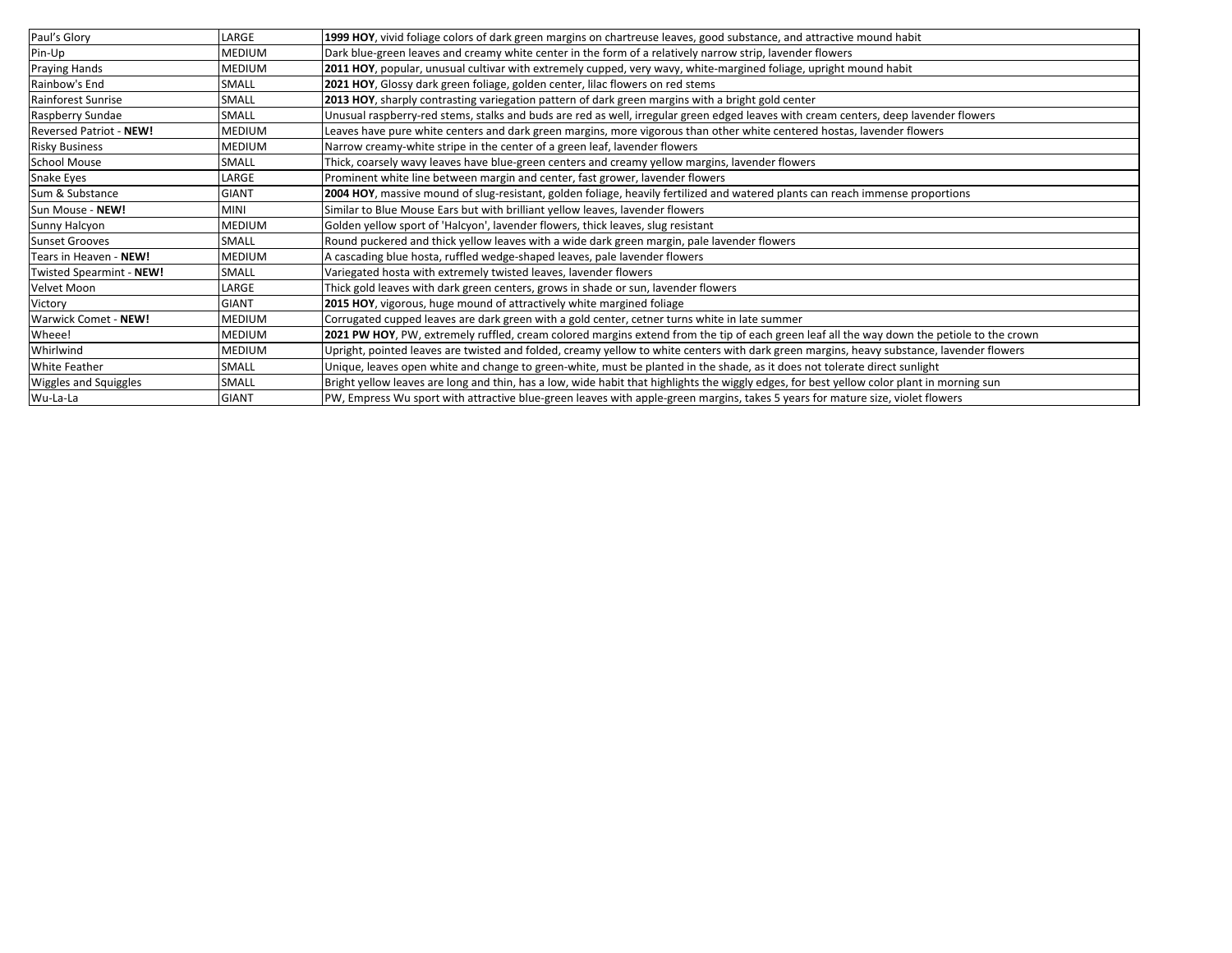| | | |
|---|---|---|
| Paul's Glory | LARGE | **1999 HOY**, vivid foliage colors of dark green margins on chartreuse leaves, good substance, and attractive mound habit |
| Pin-Up | MEDIUM | Dark blue-green leaves and creamy white center in the form of a relatively narrow strip, lavender flowers |
| Praying Hands | MEDIUM | **2011 HOY**, popular, unusual cultivar with extremely cupped, very wavy, white-margined foliage, upright mound habit |
| Rainbow's End | SMALL | **2021 HOY**, Glossy dark green foliage, golden center, lilac flowers on red stems |
| Rainforest Sunrise | SMALL | **2013 HOY**, sharply contrasting variegation pattern of dark green margins with a bright gold center |
| Raspberry Sundae | SMALL | Unusual raspberry-red stems, stalks and buds are red as well, irregular green edged leaves with cream centers, deep lavender flowers |
| Reversed Patriot - **NEW!** | MEDIUM | Leaves have pure white centers and dark green margins, more vigorous than other white centered hostas, lavender flowers |
| Risky Business | MEDIUM | Narrow creamy-white stripe in the center of a green leaf, lavender flowers |
| School Mouse | SMALL | Thick, coarsely wavy leaves have blue-green centers and creamy yellow margins, lavender flowers |
| Snake Eyes | LARGE | Prominent white line between margin and center, fast grower, lavender flowers |
| Sum & Substance | GIANT | **2004 HOY**, massive mound of slug-resistant, golden foliage, heavily fertilized and watered plants can reach immense proportions |
| Sun Mouse - **NEW!** | MINI | Similar to Blue Mouse Ears but with brilliant yellow leaves, lavender flowers |
| Sunny Halcyon | MEDIUM | Golden yellow sport of 'Halcyon', lavender flowers, thick leaves, slug resistant |
| Sunset Grooves | SMALL | Round puckered and thick yellow leaves with a wide dark green margin, pale lavender flowers |
| Tears in Heaven - **NEW!** | MEDIUM | A cascading blue hosta, ruffled wedge-shaped leaves, pale lavender flowers |
| Twisted Spearmint - **NEW!** | SMALL | Variegated hosta with extremely twisted leaves, lavender flowers |
| Velvet Moon | LARGE | Thick gold leaves with dark green centers, grows in shade or sun, lavender flowers |
| Victory | GIANT | **2015 HOY**, vigorous, huge mound of attractively white margined foliage |
| Warwick Comet - **NEW!** | MEDIUM | Corrugated cupped leaves are dark green with a gold center, cetner turns white in late summer |
| Wheee! | MEDIUM | **2021 PW HOY**, PW, extremely ruffled, cream colored margins extend from the tip of each green leaf all the way down the petiole to the crown |
| Whirlwind | MEDIUM | Upright, pointed leaves are twisted and folded, creamy yellow to white centers with dark green margins, heavy substance, lavender flowers |
| White Feather | SMALL | Unique, leaves open white and change to green-white, must be planted in the shade, as it does not tolerate direct sunlight |
| Wiggles and Squiggles | SMALL | Bright yellow leaves are long and thin, has a low, wide habit that highlights the wiggly edges, for best yellow color plant in morning sun |
| Wu-La-La | GIANT | PW, Empress Wu sport with attractive blue-green leaves with apple-green margins, takes 5 years for mature size, violet flowers |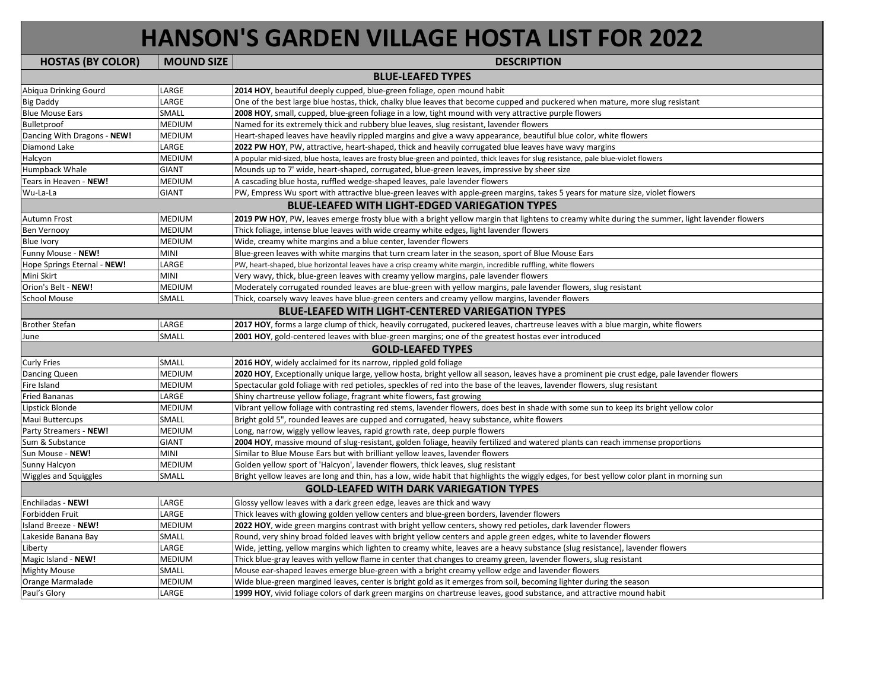# HANSON'S GARDEN VILLAGE HOSTA LIST FOR 2022

| HOSTAS (BY COLOR) | MOUND SIZE | DESCRIPTION |
| --- | --- | --- |
| **BLUE-LEAFED TYPES** | | |
| Abiqua Drinking Gourd | LARGE | **2014 HOY**, beautiful deeply cupped, blue-green foliage, open mound habit |
| Big Daddy | LARGE | One of the best large blue hostas, thick, chalky blue leaves that become cupped and puckered when mature, more slug resistant |
| Blue Mouse Ears | SMALL | **2008 HOY**, small, cupped, blue-green foliage in a low, tight mound with very attractive purple flowers |
| Bulletproof | MEDIUM | Named for its extremely thick and rubbery blue leaves, slug resistant, lavender flowers |
| Dancing With Dragons - **NEW!** | MEDIUM | Heart-shaped leaves have heavily rippled margins and give a wavy appearance, beautiful blue color, white flowers |
| Diamond Lake | LARGE | **2022 PW HOY**, PW, attractive, heart-shaped, thick and heavily corrugated blue leaves have wavy margins |
| Halcyon | MEDIUM | A popular mid-sized, blue hosta, leaves are frosty blue-green and pointed, thick leaves for slug resistance, pale blue-violet flowers |
| Humpback Whale | GIANT | Mounds up to 7' wide, heart-shaped, corrugated, blue-green leaves, impressive by sheer size |
| Tears in Heaven - **NEW!** | MEDIUM | A cascading blue hosta, ruffled wedge-shaped leaves, pale lavender flowers |
| Wu-La-La | GIANT | PW, Empress Wu sport with attractive blue-green leaves with apple-green margins, takes 5 years for mature size, violet flowers |
| **BLUE-LEAFED WITH LIGHT-EDGED VARIEGATION TYPES** | | |
| Autumn Frost | MEDIUM | **2019 PW HOY**, PW, leaves emerge frosty blue with a bright yellow margin that lightens to creamy white during the summer, light lavender flowers |
| Ben Vernooy | MEDIUM | Thick foliage, intense blue leaves with wide creamy white edges, light lavender flowers |
| Blue Ivory | MEDIUM | Wide, creamy white margins and a blue center, lavender flowers |
| Funny Mouse - **NEW!** | MINI | Blue-green leaves with white margins that turn cream later in the season, sport of Blue Mouse Ears |
| Hope Springs Eternal - **NEW!** | LARGE | PW, heart-shaped, blue horizontal leaves have a crisp creamy white margin, incredible ruffling, white flowers |
| Mini Skirt | MINI | Very wavy, thick, blue-green leaves with creamy yellow margins, pale lavender flowers |
| Orion's Belt - **NEW!** | MEDIUM | Moderately corrugated rounded leaves are blue-green with yellow margins, pale lavender flowers, slug resistant |
| School Mouse | SMALL | Thick, coarsely wavy leaves have blue-green centers and creamy yellow margins, lavender flowers |
| **BLUE-LEAFED WITH LIGHT-CENTERED VARIEGATION TYPES** | | |
| Brother Stefan | LARGE | **2017 HOY**, forms a large clump of thick, heavily corrugated, puckered leaves, chartreuse leaves with a blue margin, white flowers |
| June | SMALL | **2001 HOY**, gold-centered leaves with blue-green margins; one of the greatest hostas ever introduced |
| **GOLD-LEAFED TYPES** | | |
| Curly Fries | SMALL | **2016 HOY**, widely acclaimed for its narrow, rippled gold foliage |
| Dancing Queen | MEDIUM | **2020 HOY**, Exceptionally unique large, yellow hosta, bright yellow all season, leaves have a prominent pie crust edge, pale lavender flowers |
| Fire Island | MEDIUM | Spectacular gold foliage with red petioles, speckles of red into the base of the leaves, lavender flowers, slug resistant |
| Fried Bananas | LARGE | Shiny chartreuse yellow foliage, fragrant white flowers, fast growing |
| Lipstick Blonde | MEDIUM | Vibrant yellow foliage with contrasting red stems, lavender flowers, does best in shade with some sun to keep its bright yellow color |
| Maui Buttercups | SMALL | Bright gold 5", rounded leaves are cupped and corrugated, heavy substance, white flowers |
| Party Streamers - **NEW!** | MEDIUM | Long, narrow, wiggly yellow leaves, rapid growth rate, deep purple flowers |
| Sum & Substance | GIANT | **2004 HOY**, massive mound of slug-resistant, golden foliage, heavily fertilized and watered plants can reach immense proportions |
| Sun Mouse - **NEW!** | MINI | Similar to Blue Mouse Ears but with brilliant yellow leaves, lavender flowers |
| Sunny Halcyon | MEDIUM | Golden yellow sport of 'Halcyon', lavender flowers, thick leaves, slug resistant |
| Wiggles and Squiggles | SMALL | Bright yellow leaves are long and thin, has a low, wide habit that highlights the wiggly edges, for best yellow color plant in morning sun |
| **GOLD-LEAFED WITH DARK VARIEGATION TYPES** | | |
| Enchiladas - **NEW!** | LARGE | Glossy yellow leaves with a dark green edge, leaves are thick and wavy |
| Forbidden Fruit | LARGE | Thick leaves with glowing golden yellow centers and blue-green borders, lavender flowers |
| Island Breeze - **NEW!** | MEDIUM | **2022 HOY**, wide green margins contrast with bright yellow centers, showy red petioles, dark lavender flowers |
| Lakeside Banana Bay | SMALL | Round, very shiny broad folded leaves with bright yellow centers and apple green edges, white to lavender flowers |
| Liberty | LARGE | Wide, jetting, yellow margins that lighten to creamy white, leaves are a heavy substance (slug resistance), lavender flowers |
| Magic Island - **NEW!** | MEDIUM | Thick blue-gray leaves with yellow flame in center that changes to creamy green, lavender flowers, slug resistant |
| Mighty Mouse | SMALL | Mouse ear-shaped leaves emerge blue-green with a bright creamy yellow edge and lavender flowers |
| Orange Marmalade | MEDIUM | Wide blue-green margined leaves, center is bright gold as it emerges from soil, becoming lighter during the season |
| Paul's Glory | LARGE | **1999 HOY**, vivid foliage colors of dark green margins on chartreuse leaves, good substance, and attractive mound habit |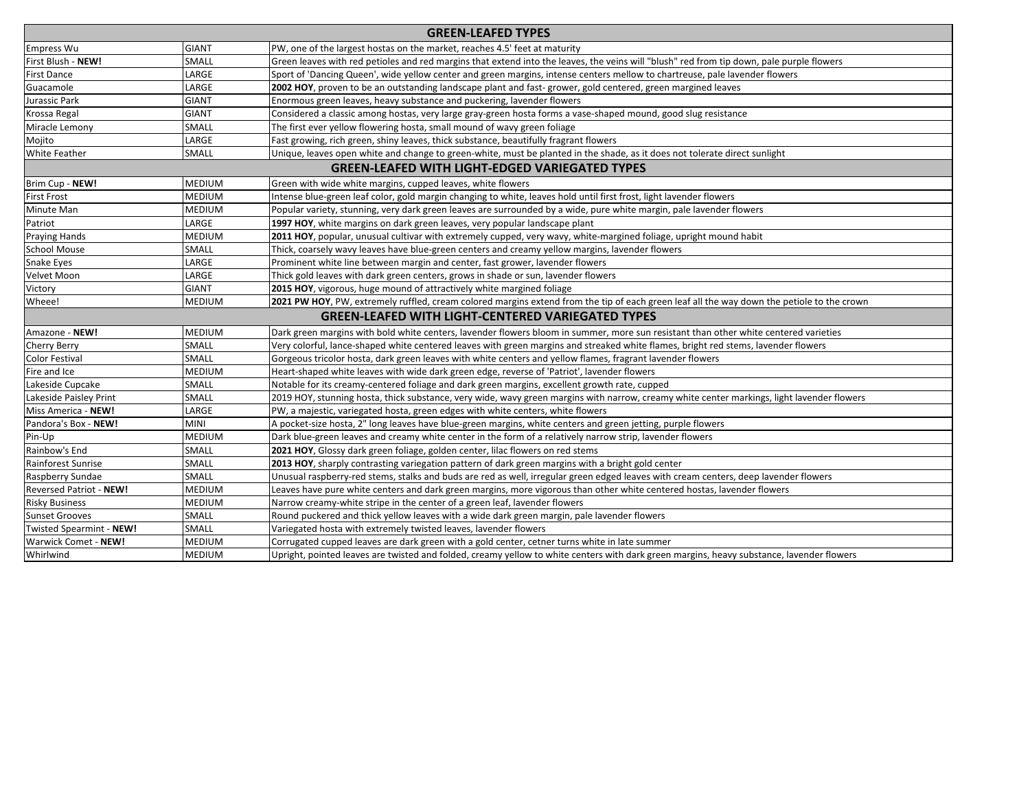| | | |
|---|---|---|
| **GREEN-LEAFED TYPES** | | |
| Empress Wu | GIANT | PW, one of the largest hostas on the market, reaches 4.5' feet at maturity |
| First Blush - **NEW!** | SMALL | Green leaves with red petioles and red margins that extend into the leaves, the veins will "blush" red from tip down, pale purple flowers |
| First Dance | LARGE | Sport of 'Dancing Queen', wide yellow center and green margins, intense centers mellow to chartreuse, pale lavender flowers |
| Guacamole | LARGE | **2002 HOY**, proven to be an outstanding landscape plant and fast- grower, gold centered, green margined leaves |
| Jurassic Park | GIANT | Enormous green leaves, heavy substance and puckering, lavender flowers |
| Krossa Regal | GIANT | Considered a classic among hostas, very large gray-green hosta forms a vase-shaped mound, good slug resistance |
| Miracle Lemony | SMALL | The first ever yellow flowering hosta, small mound of wavy green foliage |
| Mojito | LARGE | Fast growing, rich green, shiny leaves, thick substance, beautifully fragrant flowers |
| White Feather | SMALL | Unique, leaves open white and change to green-white, must be planted in the shade, as it does not tolerate direct sunlight |
| **GREEN-LEAFED WITH LIGHT-EDGED VARIEGATED TYPES** | | |
| Brim Cup - **NEW!** | MEDIUM | Green with wide white margins, cupped leaves, white flowers |
| First Frost | MEDIUM | Intense blue-green leaf color, gold margin changing to white, leaves hold until first frost, light lavender flowers |
| Minute Man | MEDIUM | Popular variety, stunning, very dark green leaves are surrounded by a wide, pure white margin, pale lavender flowers |
| Patriot | LARGE | **1997 HOY**, white margins on dark green leaves, very popular landscape plant |
| Praying Hands | MEDIUM | **2011 HOY**, popular, unusual cultivar with extremely cupped, very wavy, white-margined foliage, upright mound habit |
| School Mouse | SMALL | Thick, coarsely wavy leaves have blue-green centers and creamy yellow margins, lavender flowers |
| Snake Eyes | LARGE | Prominent white line between margin and center, fast grower, lavender flowers |
| Velvet Moon | LARGE | Thick gold leaves with dark green centers, grows in shade or sun, lavender flowers |
| Victory | GIANT | **2015 HOY**, vigorous, huge mound of attractively white margined foliage |
| Wheee! | MEDIUM | **2021 PW HOY**, PW, extremely ruffled, cream colored margins extend from the tip of each green leaf all the way down the petiole to the crown |
| **GREEN-LEAFED WITH LIGHT-CENTERED VARIEGATED TYPES** | | |
| Amazone - **NEW!** | MEDIUM | Dark green margins with bold white centers, lavender flowers bloom in summer, more sun resistant than other white centered varieties |
| Cherry Berry | SMALL | Very colorful, lance-shaped white centered leaves with green margins and streaked white flames, bright red stems, lavender flowers |
| Color Festival | SMALL | Gorgeous tricolor hosta, dark green leaves with white centers and yellow flames, fragrant lavender flowers |
| Fire and Ice | MEDIUM | Heart-shaped white leaves with wide dark green edge, reverse of 'Patriot', lavender flowers |
| Lakeside Cupcake | SMALL | Notable for its creamy-centered foliage and dark green margins, excellent growth rate, cupped |
| Lakeside Paisley Print | SMALL | 2019 HOY, stunning hosta, thick substance, very wide, wavy green margins with narrow, creamy white center markings, light lavender flowers |
| Miss America - **NEW!** | LARGE | PW, a majestic, variegated hosta, green edges with white centers, white flowers |
| Pandora's Box - **NEW!** | MINI | A pocket-size hosta, 2" long leaves have blue-green margins, white centers and green jetting, purple flowers |
| Pin-Up | MEDIUM | Dark blue-green leaves and creamy white center in the form of a relatively narrow strip, lavender flowers |
| Rainbow's End | SMALL | **2021 HOY**, Glossy dark green foliage, golden center, lilac flowers on red stems |
| Rainforest Sunrise | SMALL | **2013 HOY**, sharply contrasting variegation pattern of dark green margins with a bright gold center |
| Raspberry Sundae | SMALL | Unusual raspberry-red stems, stalks and buds are red as well, irregular green edged leaves with cream centers, deep lavender flowers |
| Reversed Patriot - **NEW!** | MEDIUM | Leaves have pure white centers and dark green margins, more vigorous than other white centered hostas, lavender flowers |
| Risky Business | MEDIUM | Narrow creamy-white stripe in the center of a green leaf, lavender flowers |
| Sunset Grooves | SMALL | Round puckered and thick yellow leaves with a wide dark green margin, pale lavender flowers |
| Twisted Spearmint - **NEW!** | SMALL | Variegated hosta with extremely twisted leaves, lavender flowers |
| Warwick Comet - **NEW!** | MEDIUM | Corrugated cupped leaves are dark green with a gold center, cetner turns white in late summer |
| Whirlwind | MEDIUM | Upright, pointed leaves are twisted and folded, creamy yellow to white centers with dark green margins, heavy substance, lavender flowers |